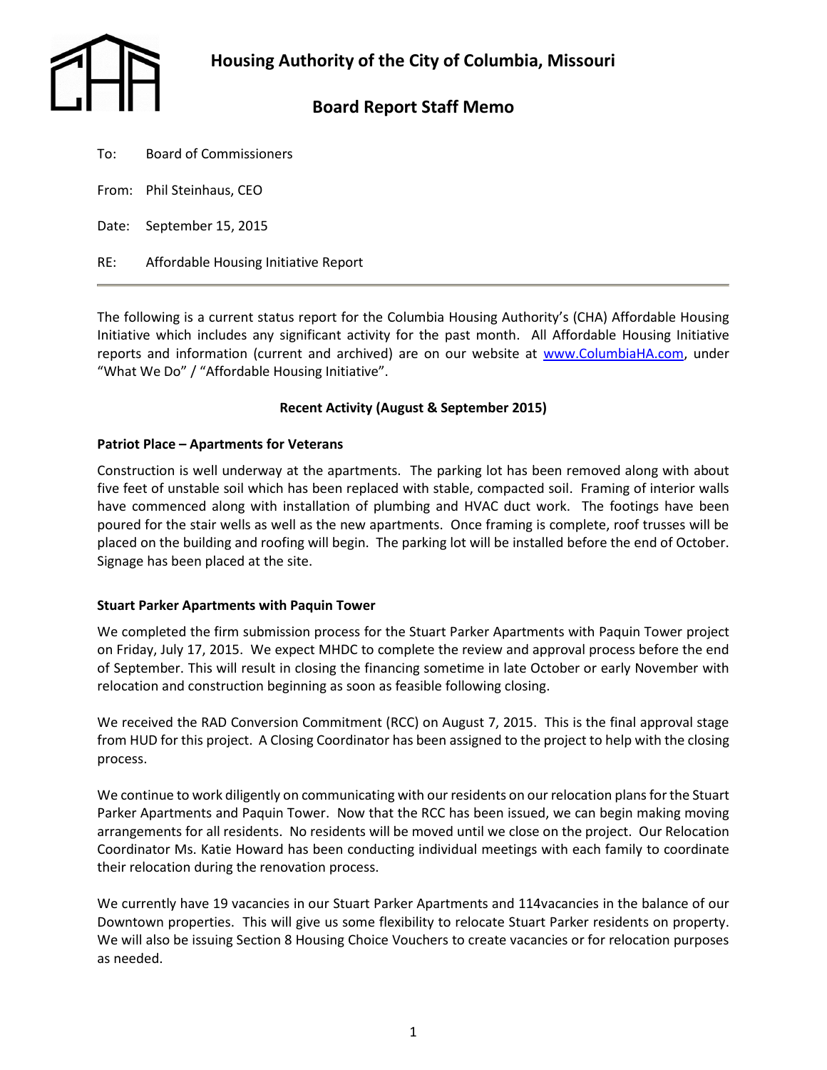# Housing Authority of the City of Columbia, Missouri

## Board Report Staff Memo

To: Board of Commissioners

From: Phil Steinhaus, CEO

Date: September 15, 2015

RE: Affordable Housing Initiative Report

---

The following is a current status report for the Columbia Housing Authority's (CHA) Affordable Housing Initiative which includes any significant activity for the past month. All Affordable Housing Initiative reports and information (current and archived) are on our website at [www.ColumbiaHA.com](http://www.ColumbiaHA.com), under "What We Do" / "Affordable Housing Initiative".

**Recent Activity (August & September 2015)**

**Patriot Place – Apartments for Veterans**

Construction is well underway at the apartments. The parking lot has been removed along with about five feet of unstable soil which has been replaced with stable, compacted soil. Framing of interior walls have commenced along with installation of plumbing and HVAC duct work. The footings have been poured for the stair wells as well as the new apartments. Once framing is complete, roof trusses will be placed on the building and roofing will begin. The parking lot will be installed before the end of October. Signage has been placed at the site.

**Stuart Parker Apartments with Paquin Tower**

We completed the firm submission process for the Stuart Parker Apartments with Paquin Tower project on Friday, July 17, 2015. We expect MHDC to complete the review and approval process before the end of September. This will result in closing the financing sometime in late October or early November with relocation and construction beginning as soon as feasible following closing.

We received the RAD Conversion Commitment (RCC) on August 7, 2015. This is the final approval stage from HUD for this project. A Closing Coordinator has been assigned to the project to help with the closing process.

We continue to work diligently on communicating with our residents on our relocation plans for the Stuart Parker Apartments and Paquin Tower. Now that the RCC has been issued, we can begin making moving arrangements for all residents. No residents will be moved until we close on the project. Our Relocation Coordinator Ms. Katie Howard has been conducting individual meetings with each family to coordinate their relocation during the renovation process.

We currently have 19 vacancies in our Stuart Parker Apartments and 114vacancies in the balance of our Downtown properties. This will give us some flexibility to relocate Stuart Parker residents on property. We will also be issuing Section 8 Housing Choice Vouchers to create vacancies or for relocation purposes as needed.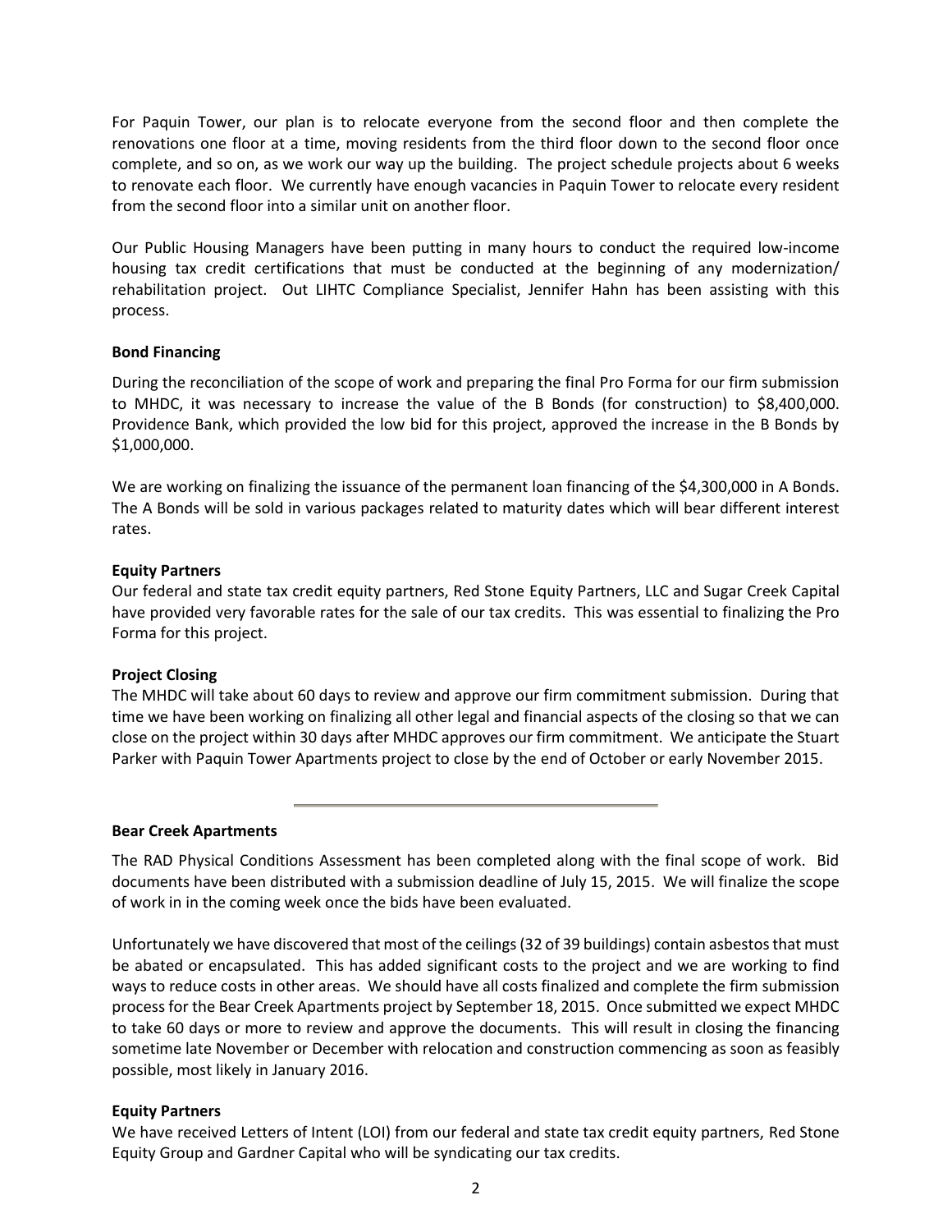For Paquin Tower, our plan is to relocate everyone from the second floor and then complete the renovations one floor at a time, moving residents from the third floor down to the second floor once complete, and so on, as we work our way up the building. The project schedule projects about 6 weeks to renovate each floor. We currently have enough vacancies in Paquin Tower to relocate every resident from the second floor into a similar unit on another floor.

Our Public Housing Managers have been putting in many hours to conduct the required low-income housing tax credit certifications that must be conducted at the beginning of any modernization/ rehabilitation project. Out LIHTC Compliance Specialist, Jennifer Hahn has been assisting with this process.

**Bond Financing**

During the reconciliation of the scope of work and preparing the final Pro Forma for our firm submission to MHDC, it was necessary to increase the value of the B Bonds (for construction) to $8,400,000. Providence Bank, which provided the low bid for this project, approved the increase in the B Bonds by $1,000,000.

We are working on finalizing the issuance of the permanent loan financing of the $4,300,000 in A Bonds. The A Bonds will be sold in various packages related to maturity dates which will bear different interest rates.

**Equity Partners**

Our federal and state tax credit equity partners, Red Stone Equity Partners, LLC and Sugar Creek Capital have provided very favorable rates for the sale of our tax credits. This was essential to finalizing the Pro Forma for this project.

**Project Closing**

The MHDC will take about 60 days to review and approve our firm commitment submission. During that time we have been working on finalizing all other legal and financial aspects of the closing so that we can close on the project within 30 days after MHDC approves our firm commitment. We anticipate the Stuart Parker with Paquin Tower Apartments project to close by the end of October or early November 2015.

---

**Bear Creek Apartments**

The RAD Physical Conditions Assessment has been completed along with the final scope of work. Bid documents have been distributed with a submission deadline of July 15, 2015. We will finalize the scope of work in in the coming week once the bids have been evaluated.

Unfortunately we have discovered that most of the ceilings (32 of 39 buildings) contain asbestos that must be abated or encapsulated. This has added significant costs to the project and we are working to find ways to reduce costs in other areas. We should have all costs finalized and complete the firm submission process for the Bear Creek Apartments project by September 18, 2015. Once submitted we expect MHDC to take 60 days or more to review and approve the documents. This will result in closing the financing sometime late November or December with relocation and construction commencing as soon as feasibly possible, most likely in January 2016.

**Equity Partners**

We have received Letters of Intent (LOI) from our federal and state tax credit equity partners, Red Stone Equity Group and Gardner Capital who will be syndicating our tax credits.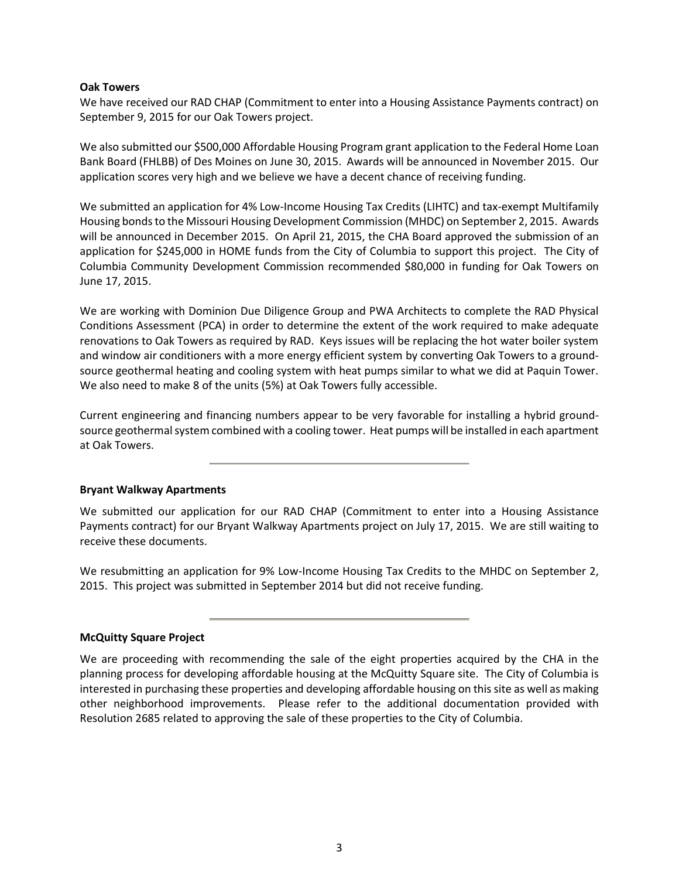**Oak Towers**

We have received our RAD CHAP (Commitment to enter into a Housing Assistance Payments contract) on September 9, 2015 for our Oak Towers project.

We also submitted our $500,000 Affordable Housing Program grant application to the Federal Home Loan Bank Board (FHLBB) of Des Moines on June 30, 2015. Awards will be announced in November 2015. Our application scores very high and we believe we have a decent chance of receiving funding.

We submitted an application for 4% Low-Income Housing Tax Credits (LIHTC) and tax-exempt Multifamily Housing bonds to the Missouri Housing Development Commission (MHDC) on September 2, 2015. Awards will be announced in December 2015. On April 21, 2015, the CHA Board approved the submission of an application for $245,000 in HOME funds from the City of Columbia to support this project. The City of Columbia Community Development Commission recommended $80,000 in funding for Oak Towers on June 17, 2015.

We are working with Dominion Due Diligence Group and PWA Architects to complete the RAD Physical Conditions Assessment (PCA) in order to determine the extent of the work required to make adequate renovations to Oak Towers as required by RAD. Keys issues will be replacing the hot water boiler system and window air conditioners with a more energy efficient system by converting Oak Towers to a ground-source geothermal heating and cooling system with heat pumps similar to what we did at Paquin Tower. We also need to make 8 of the units (5%) at Oak Towers fully accessible.

Current engineering and financing numbers appear to be very favorable for installing a hybrid ground-source geothermal system combined with a cooling tower. Heat pumps will be installed in each apartment at Oak Towers.

---

**Bryant Walkway Apartments**

We submitted our application for our RAD CHAP (Commitment to enter into a Housing Assistance Payments contract) for our Bryant Walkway Apartments project on July 17, 2015. We are still waiting to receive these documents.

We resubmitting an application for 9% Low-Income Housing Tax Credits to the MHDC on September 2, 2015. This project was submitted in September 2014 but did not receive funding.

---

**McQuitty Square Project**

We are proceeding with recommending the sale of the eight properties acquired by the CHA in the planning process for developing affordable housing at the McQuitty Square site. The City of Columbia is interested in purchasing these properties and developing affordable housing on this site as well as making other neighborhood improvements. Please refer to the additional documentation provided with Resolution 2685 related to approving the sale of these properties to the City of Columbia.